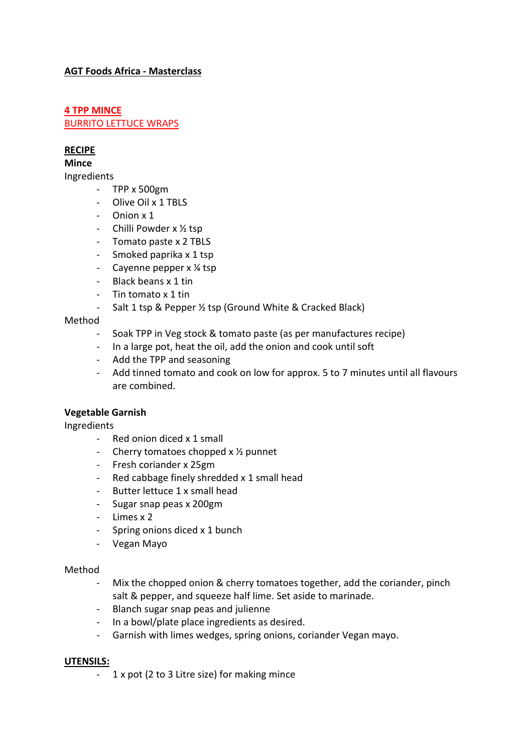**AGT Foods Africa - Masterclass**

**4 TPP MINCE**
BURRITO LETTUCE WRAPS

**RECIPE**

**Mince**

Ingredients

- TPP x 500gm
- Olive Oil x 1 TBLS
- Onion x 1
- Chilli Powder x ½ tsp
- Tomato paste x 2 TBLS
- Smoked paprika x 1 tsp
- Cayenne pepper x ¼ tsp
- Black beans x 1 tin
- Tin tomato x 1 tin
- Salt 1 tsp & Pepper ½ tsp (Ground White & Cracked Black)

Method

- Soak TPP in Veg stock & tomato paste (as per manufactures recipe)
- In a large pot, heat the oil, add the onion and cook until soft
- Add the TPP and seasoning
- Add tinned tomato and cook on low for approx. 5 to 7 minutes until all flavours are combined.

**Vegetable Garnish**

Ingredients

- Red onion diced x 1 small
- Cherry tomatoes chopped x ½ punnet
- Fresh coriander x 25gm
- Red cabbage finely shredded x 1 small head
- Butter lettuce 1 x small head
- Sugar snap peas x 200gm
- Limes x 2
- Spring onions diced x 1 bunch
- Vegan Mayo

Method

- Mix the chopped onion & cherry tomatoes together, add the coriander, pinch salt & pepper, and squeeze half lime. Set aside to marinade.
- Blanch sugar snap peas and julienne
- In a bowl/plate place ingredients as desired.
- Garnish with limes wedges, spring onions, coriander Vegan mayo.

**UTENSILS:**

- 1 x pot (2 to 3 Litre size) for making mince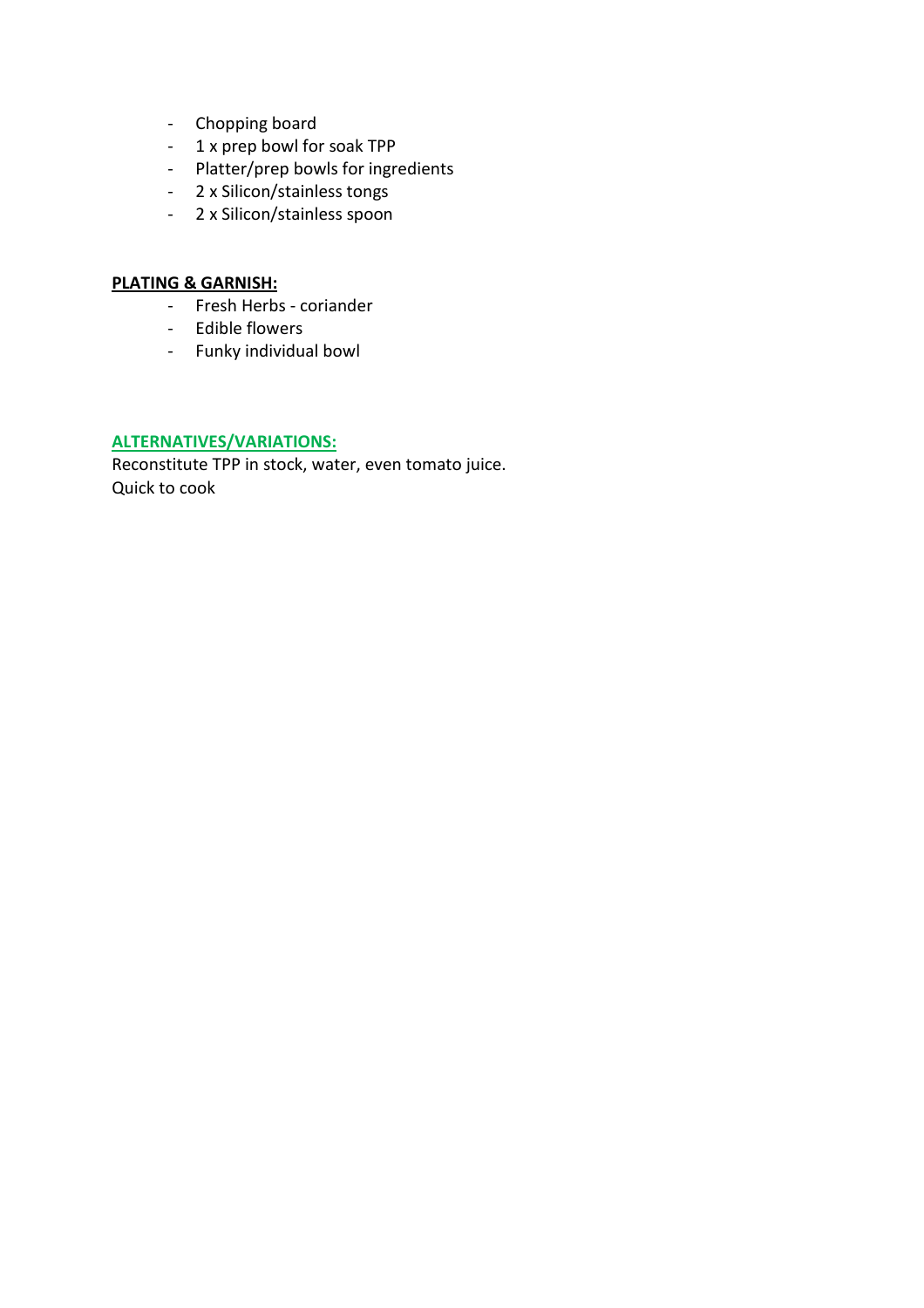- Chopping board
- 1 x prep bowl for soak TPP
- Platter/prep bowls for ingredients
- 2 x Silicon/stainless tongs
- 2 x Silicon/stainless spoon

**PLATING & GARNISH:**

- Fresh Herbs - coriander
- Edible flowers
- Funky individual bowl

**ALTERNATIVES/VARIATIONS:**

Reconstitute TPP in stock, water, even tomato juice.
Quick to cook